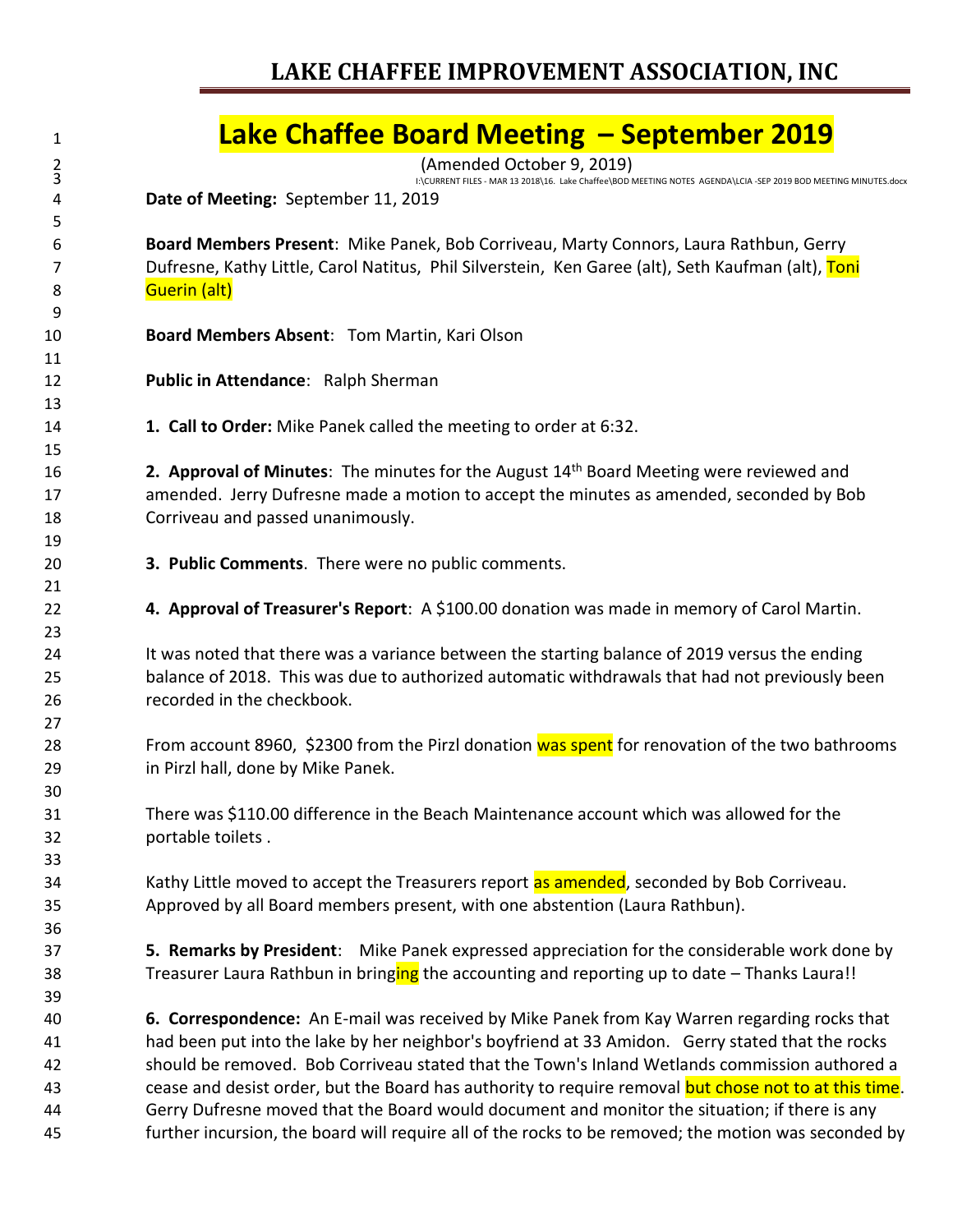# LAKE CHAFFEE IMPROVEMENT ASSOCIATION, INC

## Lake Chaffee Board Meeting – September 2019

(Amended October 9, 2019)

I:\CURRENT FILES - MAR 13 2018\16. Lake Chaffee\BOD MEETING NOTES AGENDA\LCIA -SEP 2019 BOD MEETING MINUTES.docx

**Date of Meeting:** September 11, 2019

**Board Members Present**: Mike Panek, Bob Corriveau, Marty Connors, Laura Rathbun, Gerry Dufresne, Kathy Little, Carol Natitus, Phil Silverstein, Ken Garee (alt), Seth Kaufman (alt), Toni Guerin (alt)

**Board Members Absent**: Tom Martin, Kari Olson

**Public in Attendance**: Ralph Sherman

**1. Call to Order:** Mike Panek called the meeting to order at 6:32.

**2. Approval of Minutes**: The minutes for the August 14th Board Meeting were reviewed and amended. Jerry Dufresne made a motion to accept the minutes as amended, seconded by Bob Corriveau and passed unanimously.

**3. Public Comments**. There were no public comments.

**4. Approval of Treasurer's Report**: A $100.00 donation was made in memory of Carol Martin.

It was noted that there was a variance between the starting balance of 2019 versus the ending balance of 2018. This was due to authorized automatic withdrawals that had not previously been recorded in the checkbook.

From account 8960, $2300 from the Pirzl donation was spent for renovation of the two bathrooms in Pirzl hall, done by Mike Panek.

There was $110.00 difference in the Beach Maintenance account which was allowed for the portable toilets .

Kathy Little moved to accept the Treasurers report as amended, seconded by Bob Corriveau. Approved by all Board members present, with one abstention (Laura Rathbun).

**5. Remarks by President**: Mike Panek expressed appreciation for the considerable work done by Treasurer Laura Rathbun in bringing the accounting and reporting up to date – Thanks Laura!!

**6. Correspondence:** An E-mail was received by Mike Panek from Kay Warren regarding rocks that had been put into the lake by her neighbor's boyfriend at 33 Amidon. Gerry stated that the rocks should be removed. Bob Corriveau stated that the Town's Inland Wetlands commission authored a cease and desist order, but the Board has authority to require removal but chose not to at this time. Gerry Dufresne moved that the Board would document and monitor the situation; if there is any further incursion, the board will require all of the rocks to be removed; the motion was seconded by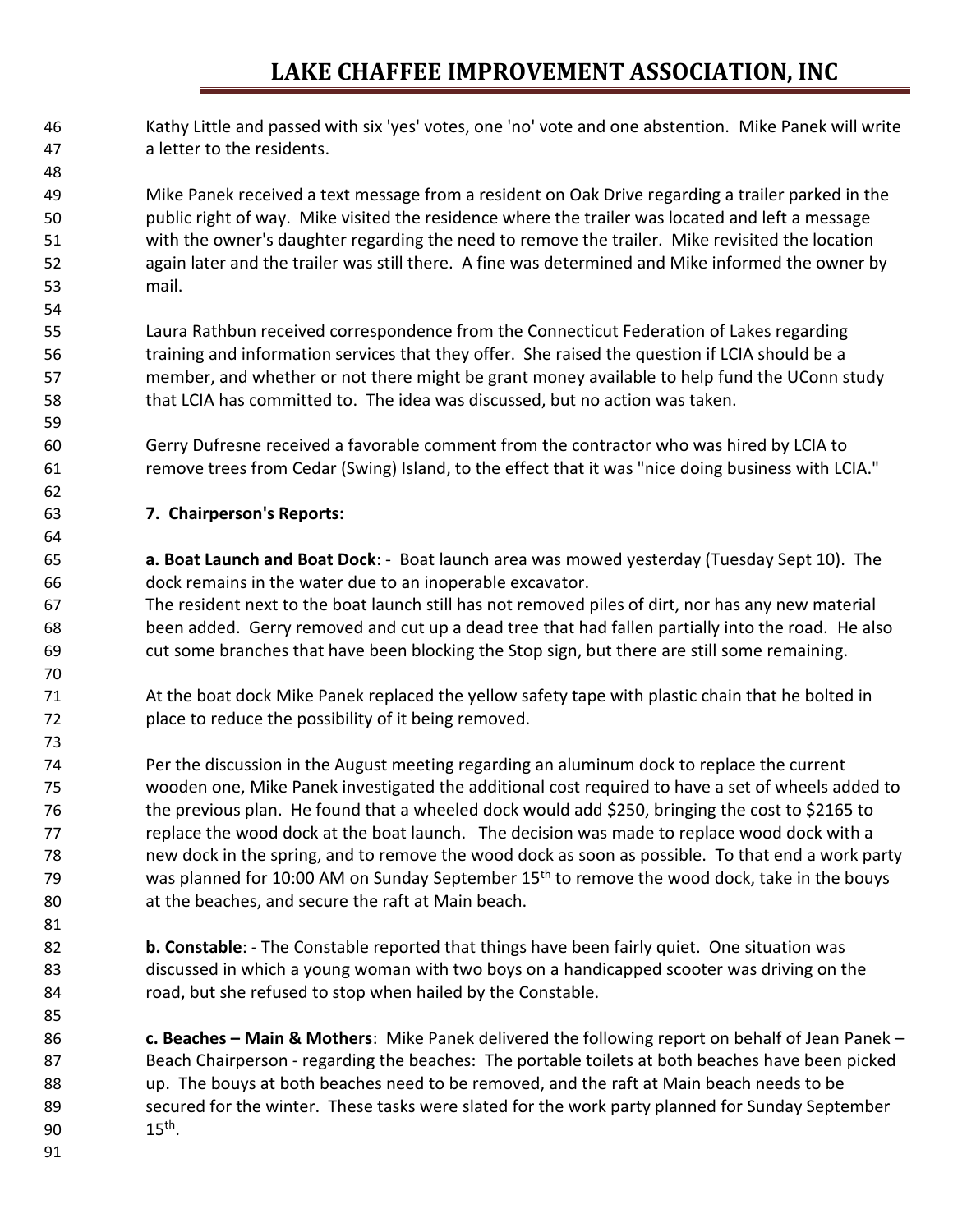Kathy Little and passed with six 'yes' votes, one 'no' vote and one abstention. Mike Panek will write a letter to the residents.

Mike Panek received a text message from a resident on Oak Drive regarding a trailer parked in the public right of way. Mike visited the residence where the trailer was located and left a message with the owner's daughter regarding the need to remove the trailer. Mike revisited the location again later and the trailer was still there. A fine was determined and Mike informed the owner by mail.

Laura Rathbun received correspondence from the Connecticut Federation of Lakes regarding training and information services that they offer. She raised the question if LCIA should be a member, and whether or not there might be grant money available to help fund the UConn study that LCIA has committed to. The idea was discussed, but no action was taken.

Gerry Dufresne received a favorable comment from the contractor who was hired by LCIA to remove trees from Cedar (Swing) Island, to the effect that it was "nice doing business with LCIA."

**7. Chairperson's Reports:**

**a. Boat Launch and Boat Dock**: - Boat launch area was mowed yesterday (Tuesday Sept 10). The dock remains in the water due to an inoperable excavator.
The resident next to the boat launch still has not removed piles of dirt, nor has any new material been added. Gerry removed and cut up a dead tree that had fallen partially into the road. He also cut some branches that have been blocking the Stop sign, but there are still some remaining.

At the boat dock Mike Panek replaced the yellow safety tape with plastic chain that he bolted in place to reduce the possibility of it being removed.

Per the discussion in the August meeting regarding an aluminum dock to replace the current wooden one, Mike Panek investigated the additional cost required to have a set of wheels added to the previous plan. He found that a wheeled dock would add $250, bringing the cost to $2165 to replace the wood dock at the boat launch. The decision was made to replace wood dock with a new dock in the spring, and to remove the wood dock as soon as possible. To that end a work party was planned for 10:00 AM on Sunday September 15th to remove the wood dock, take in the bouys at the beaches, and secure the raft at Main beach.

**b. Constable**: - The Constable reported that things have been fairly quiet. One situation was discussed in which a young woman with two boys on a handicapped scooter was driving on the road, but she refused to stop when hailed by the Constable.

**c. Beaches – Main & Mothers**: Mike Panek delivered the following report on behalf of Jean Panek – Beach Chairperson - regarding the beaches: The portable toilets at both beaches have been picked up. The bouys at both beaches need to be removed, and the raft at Main beach needs to be secured for the winter. These tasks were slated for the work party planned for Sunday September 15th.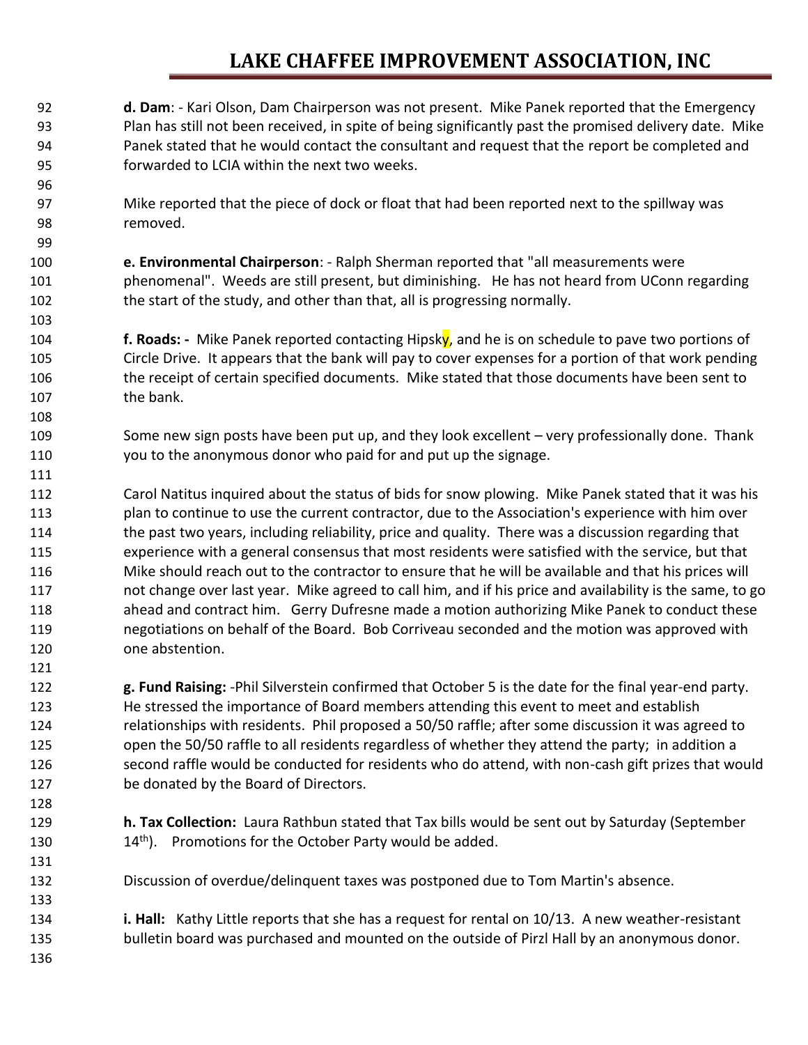**d. Dam**: - Kari Olson, Dam Chairperson was not present. Mike Panek reported that the Emergency Plan has still not been received, in spite of being significantly past the promised delivery date. Mike Panek stated that he would contact the consultant and request that the report be completed and forwarded to LCIA within the next two weeks.

Mike reported that the piece of dock or float that had been reported next to the spillway was removed.

**e. Environmental Chairperson**: - Ralph Sherman reported that "all measurements were phenomenal". Weeds are still present, but diminishing. He has not heard from UConn regarding the start of the study, and other than that, all is progressing normally.

**f. Roads: -** Mike Panek reported contacting Hipsky, and he is on schedule to pave two portions of Circle Drive. It appears that the bank will pay to cover expenses for a portion of that work pending the receipt of certain specified documents. Mike stated that those documents have been sent to the bank.

Some new sign posts have been put up, and they look excellent – very professionally done. Thank you to the anonymous donor who paid for and put up the signage.

Carol Natitus inquired about the status of bids for snow plowing. Mike Panek stated that it was his plan to continue to use the current contractor, due to the Association's experience with him over the past two years, including reliability, price and quality. There was a discussion regarding that experience with a general consensus that most residents were satisfied with the service, but that Mike should reach out to the contractor to ensure that he will be available and that his prices will not change over last year. Mike agreed to call him, and if his price and availability is the same, to go ahead and contract him. Gerry Dufresne made a motion authorizing Mike Panek to conduct these negotiations on behalf of the Board. Bob Corriveau seconded and the motion was approved with one abstention.

**g. Fund Raising:** -Phil Silverstein confirmed that October 5 is the date for the final year-end party. He stressed the importance of Board members attending this event to meet and establish relationships with residents. Phil proposed a 50/50 raffle; after some discussion it was agreed to open the 50/50 raffle to all residents regardless of whether they attend the party; in addition a second raffle would be conducted for residents who do attend, with non-cash gift prizes that would be donated by the Board of Directors.

**h. Tax Collection:** Laura Rathbun stated that Tax bills would be sent out by Saturday (September 14th). Promotions for the October Party would be added.

Discussion of overdue/delinquent taxes was postponed due to Tom Martin's absence.

**i. Hall:** Kathy Little reports that she has a request for rental on 10/13. A new weather-resistant bulletin board was purchased and mounted on the outside of Pirzl Hall by an anonymous donor.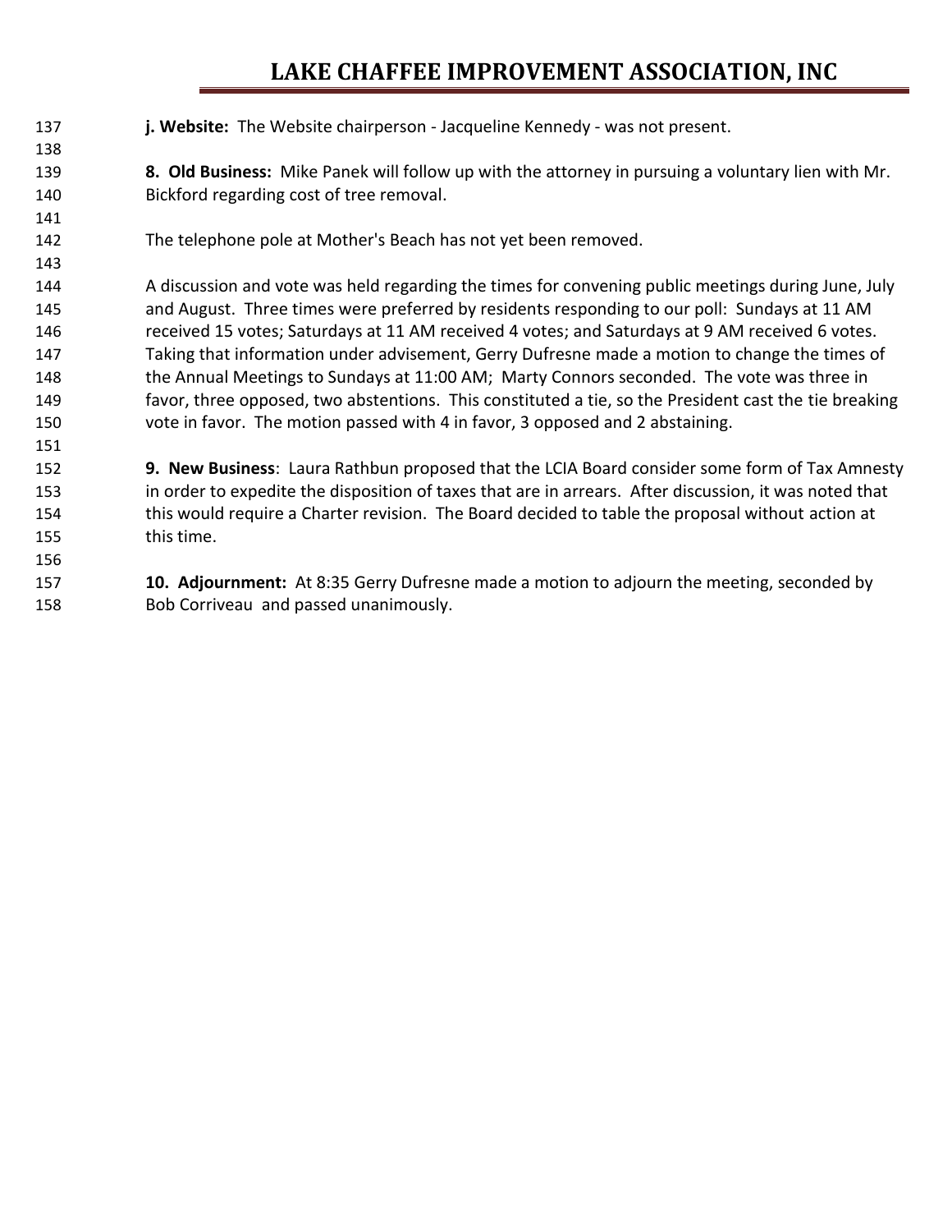**j. Website:** The Website chairperson - Jacqueline Kennedy - was not present.

**8. Old Business:** Mike Panek will follow up with the attorney in pursuing a voluntary lien with Mr. Bickford regarding cost of tree removal.

The telephone pole at Mother's Beach has not yet been removed.

A discussion and vote was held regarding the times for convening public meetings during June, July and August. Three times were preferred by residents responding to our poll: Sundays at 11 AM received 15 votes; Saturdays at 11 AM received 4 votes; and Saturdays at 9 AM received 6 votes. Taking that information under advisement, Gerry Dufresne made a motion to change the times of the Annual Meetings to Sundays at 11:00 AM; Marty Connors seconded. The vote was three in favor, three opposed, two abstentions. This constituted a tie, so the President cast the tie breaking vote in favor. The motion passed with 4 in favor, 3 opposed and 2 abstaining.

**9. New Business**: Laura Rathbun proposed that the LCIA Board consider some form of Tax Amnesty in order to expedite the disposition of taxes that are in arrears. After discussion, it was noted that this would require a Charter revision. The Board decided to table the proposal without action at this time.

**10. Adjournment:** At 8:35 Gerry Dufresne made a motion to adjourn the meeting, seconded by Bob Corriveau and passed unanimously.